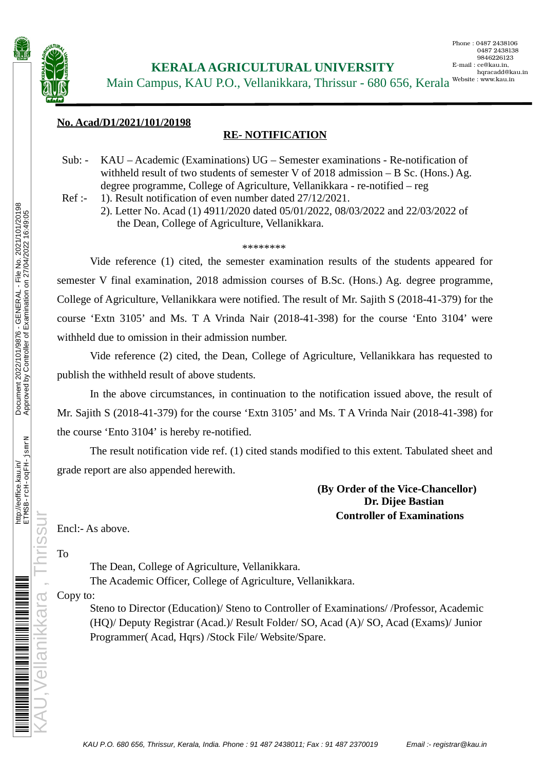# KERALA AGRICULTURAL UNIVERSITY

Main Campus, KAU P.O., Vellanikkara, Thrissur - 680 656, Kerala

Phone : 0487 2438106
0487 2438138
9846226123
E-mail : ce@kau.in,
hqracadd@kau.in
Website : www.kau.in

**No. Acad/D1/2021/101/20198**

## RE- NOTIFICATION

Sub: - KAU – Academic (Examinations) UG – Semester examinations - Re-notification of withheld result of two students of semester V of 2018 admission – B Sc. (Hons.) Ag. degree programme, College of Agriculture, Vellanikkara - re-notified – reg

Ref :- 1). Result notification of even number dated 27/12/2021.
2). Letter No. Acad (1) 4911/2020 dated 05/01/2022, 08/03/2022 and 22/03/2022 of the Dean, College of Agriculture, Vellanikkara.

********

Vide reference (1) cited, the semester examination results of the students appeared for semester V final examination, 2018 admission courses of B.Sc. (Hons.) Ag. degree programme, College of Agriculture, Vellanikkara were notified. The result of Mr. Sajith S (2018-41-379) for the course 'Extn 3105' and Ms. T A Vrinda Nair (2018-41-398) for the course 'Ento 3104' were withheld due to omission in their admission number.

Vide reference (2) cited, the Dean, College of Agriculture, Vellanikkara has requested to publish the withheld result of above students.

In the above circumstances, in continuation to the notification issued above, the result of Mr. Sajith S (2018-41-379) for the course 'Extn 3105' and Ms. T A Vrinda Nair (2018-41-398) for the course 'Ento 3104' is hereby re-notified.

The result notification vide ref. (1) cited stands modified to this extent. Tabulated sheet and grade report are also appended herewith.

**(By Order of the Vice-Chancellor)**
**Dr. Dijee Bastian**
**Controller of Examinations**

Encl:- As above.

To

The Dean, College of Agriculture, Vellanikkara.
The Academic Officer, College of Agriculture, Vellanikkara.

Copy to:

Steno to Director (Education)/ Steno to Controller of Examinations/ /Professor, Academic (HQ)/ Deputy Registrar (Acad.)/ Result Folder/ SO, Acad (A)/ SO, Acad (Exams)/ Junior Programmer( Acad, Hqrs) /Stock File/ Website/Spare.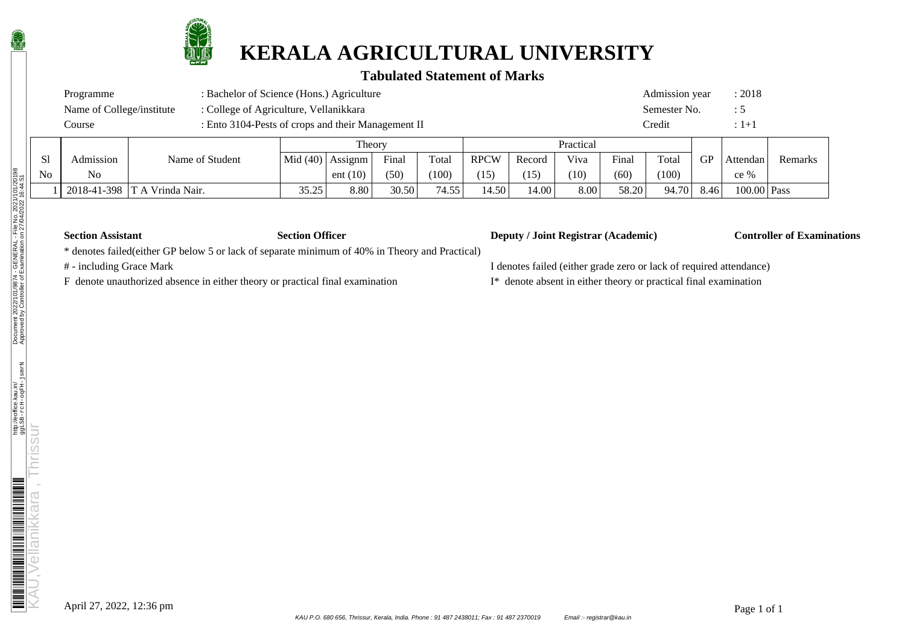# KERALA AGRICULTURAL UNIVERSITY

## Tabulated Statement of Marks

| | | | |
|---|---|---|---|
| Programme | : Bachelor of Science (Hons.) Agriculture | Admission year | : 2018 |
| Name of College/institute | : College of Agriculture, Vellanikkara | Semester No. | : 5 |
| Course | : Ento 3104-Pests of crops and their Management II | Credit | : 1+1 |

| Sl No | Admission No | Name of Student | Theory | | | | Practical | | | | | GP | Attendance % | Remarks |
|---|---|---|---|---|---|---|---|---|---|---|---|---|---|---|
| | | | Mid (40) | Assignment (10) | Final (50) | Total (100) | RPCW (15) | Record (15) | Viva (10) | Final (60) | Total (100) | | | |
| 1 | 2018-41-398 | T A Vrinda Nair. | 35.25 | 8.80 | 30.50 | 74.55 | 14.50 | 14.00 | 8.00 | 58.20 | 94.70 | 8.46 | 100.00 | Pass |

**Section Assistant** **Section Officer** **Deputy / Joint Registrar (Academic)** **Controller of Examinations**

* denotes failed(either GP below 5 or lack of separate minimum of 40% in Theory and Practical)

# - including Grace Mark

F denote unauthorized absence in either theory or practical final examination

I denotes failed (either grade zero or lack of required attendance)

I* denote absent in either theory or practical final examination

April 27, 2022, 12:36 pm

KAU P.O. 680 656, Thrissur, Kerala, India. Phone : 91 487 2438011; Fax : 91 487 2370019 Email :- registrar@kau.in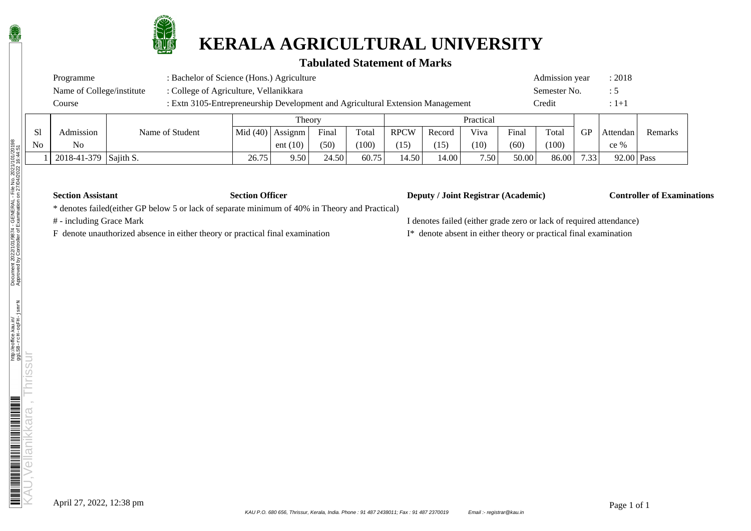# KERALA AGRICULTURAL UNIVERSITY

## Tabulated Statement of Marks

| | | | |
|---|---|---|---|
| Programme | : Bachelor of Science (Hons.) Agriculture | Admission year | : 2018 |
| Name of College/institute | : College of Agriculture, Vellanikkara | Semester No. | : 5 |
| Course | : Extn 3105-Entrepreneurship Development and Agricultural Extension Management | Credit | : 1+1 |

| Sl No | Admission No | Name of Student | Theory | | | | Practical | | | | | GP | Attendance % | Remarks |
|---|---|---|---|---|---|---|---|---|---|---|---|---|---|---|
| | | | Mid (40) | Assignment (10) | Final (50) | Total (100) | RPCW (15) | Record (15) | Viva (10) | Final (60) | Total (100) | | | |
| 1 | 2018-41-379 | Sajith S. | 26.75 | 9.50 | 24.50 | 60.75 | 14.50 | 14.00 | 7.50 | 50.00 | 86.00 | 7.33 | 92.00 | Pass |

**Section Assistant** **Section Officer** **Deputy / Joint Registrar (Academic)** **Controller of Examinations**

* denotes failed(either GP below 5 or lack of separate minimum of 40% in Theory and Practical)

# - including Grace Mark

F denote unauthorized absence in either theory or practical final examination

I denotes failed (either grade zero or lack of required attendance)

I* denote absent in either theory or practical final examination

April 27, 2022, 12:38 pm

KAU P.O. 680 656, Thrissur, Kerala, India. Phone : 91 487 2438011; Fax : 91 487 2370019 Email :- registrar@kau.in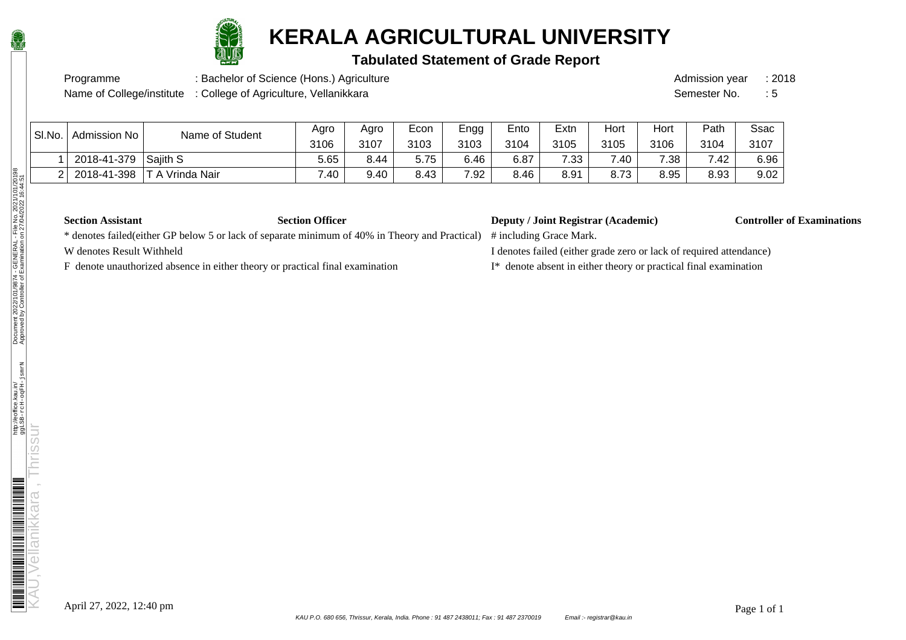# KERALA AGRICULTURAL UNIVERSITY

## Tabulated Statement of Grade Report

Programme : Bachelor of Science (Hons.) Agriculture

Name of College/institute : College of Agriculture, Vellanikkara

Admission year : 2018

Semester No. : 5

| Sl.No. | Admission No | Name of Student | Agro 3106 | Agro 3107 | Econ 3103 | Engg 3103 | Ento 3104 | Extn 3105 | Hort 3105 | Hort 3106 | Path 3104 | Ssac 3107 |
|---|---|---|---|---|---|---|---|---|---|---|---|---|
| 1 | 2018-41-379 | Sajith S | 5.65 | 8.44 | 5.75 | 6.46 | 6.87 | 7.33 | 7.40 | 7.38 | 7.42 | 6.96 |
| 2 | 2018-41-398 | T A Vrinda Nair | 7.40 | 9.40 | 8.43 | 7.92 | 8.46 | 8.91 | 8.73 | 8.95 | 8.93 | 9.02 |

**Section Assistant** **Section Officer** **Deputy / Joint Registrar (Academic)** **Controller of Examinations**

* denotes failed(either GP below 5 or lack of separate minimum of 40% in Theory and Practical)

# including Grace Mark.

W denotes Result Withheld

I denotes failed (either grade zero or lack of required attendance)

F denote unauthorized absence in either theory or practical final examination

I* denote absent in either theory or practical final examination

April 27, 2022, 12:40 pm

KAU P.O. 680 656, Thrissur, Kerala, India. Phone : 91 487 2438011; Fax : 91 487 2370019 Email :- registrar@kau.in